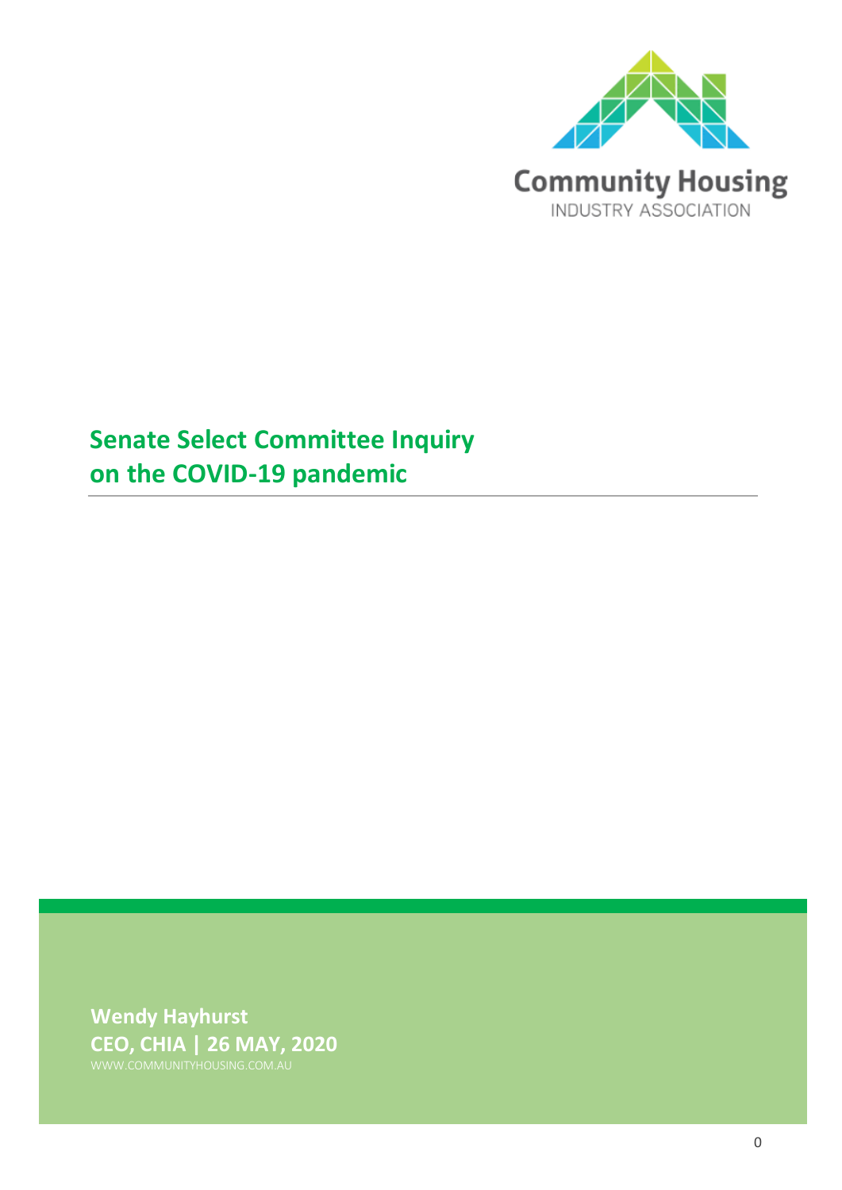Community Housing
INDUSTRY ASSOCIATION

# Senate Select Committee Inquiry on the COVID-19 pandemic

**Wendy Hayhurst**
**CEO, CHIA | 26 MAY, 2020**
WWW.COMMUNITYHOUSING.COM.AU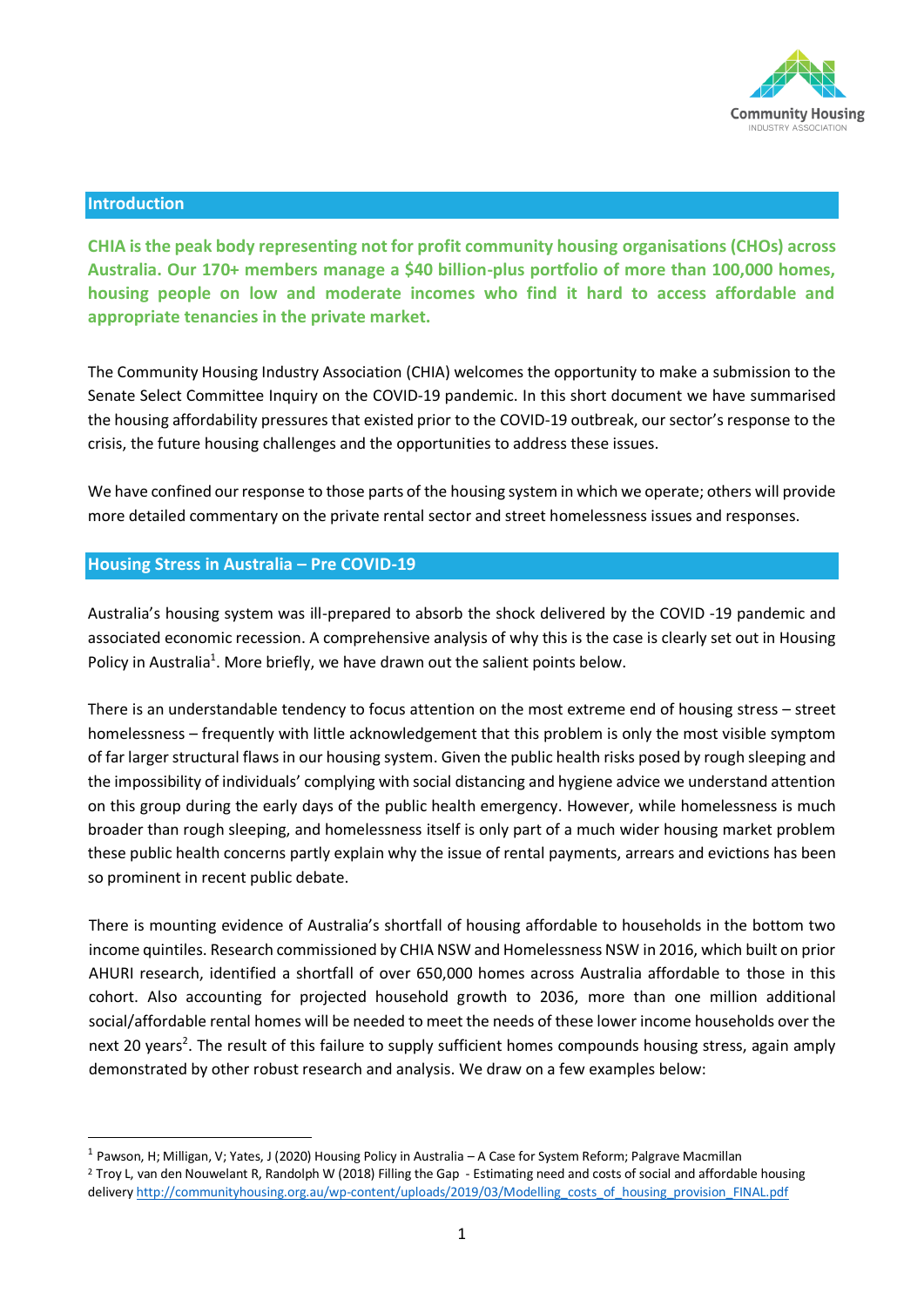## Introduction

**CHIA is the peak body representing not for profit community housing organisations (CHOs) across Australia. Our 170+ members manage a $40 billion-plus portfolio of more than 100,000 homes, housing people on low and moderate incomes who find it hard to access affordable and appropriate tenancies in the private market.**

The Community Housing Industry Association (CHIA) welcomes the opportunity to make a submission to the Senate Select Committee Inquiry on the COVID-19 pandemic. In this short document we have summarised the housing affordability pressures that existed prior to the COVID-19 outbreak, our sector's response to the crisis, the future housing challenges and the opportunities to address these issues.

We have confined our response to those parts of the housing system in which we operate; others will provide more detailed commentary on the private rental sector and street homelessness issues and responses.

## Housing Stress in Australia – Pre COVID-19

Australia's housing system was ill-prepared to absorb the shock delivered by the COVID -19 pandemic and associated economic recession. A comprehensive analysis of why this is the case is clearly set out in Housing Policy in Australia[1]. More briefly, we have drawn out the salient points below.

There is an understandable tendency to focus attention on the most extreme end of housing stress – street homelessness – frequently with little acknowledgement that this problem is only the most visible symptom of far larger structural flaws in our housing system. Given the public health risks posed by rough sleeping and the impossibility of individuals' complying with social distancing and hygiene advice we understand attention on this group during the early days of the public health emergency. However, while homelessness is much broader than rough sleeping, and homelessness itself is only part of a much wider housing market problem these public health concerns partly explain why the issue of rental payments, arrears and evictions has been so prominent in recent public debate.

There is mounting evidence of Australia's shortfall of housing affordable to households in the bottom two income quintiles. Research commissioned by CHIA NSW and Homelessness NSW in 2016, which built on prior AHURI research, identified a shortfall of over 650,000 homes across Australia affordable to those in this cohort. Also accounting for projected household growth to 2036, more than one million additional social/affordable rental homes will be needed to meet the needs of these lower income households over the next 20 years[2]. The result of this failure to supply sufficient homes compounds housing stress, again amply demonstrated by other robust research and analysis. We draw on a few examples below:

---

[1] Pawson, H; Milligan, V; Yates, J (2020) Housing Policy in Australia – A Case for System Reform; Palgrave Macmillan

[2] Troy L, van den Nouwelant R, Randolph W (2018) Filling the Gap - Estimating need and costs of social and affordable housing delivery http://communityhousing.org.au/wp-content/uploads/2019/03/Modelling_costs_of_housing_provision_FINAL.pdf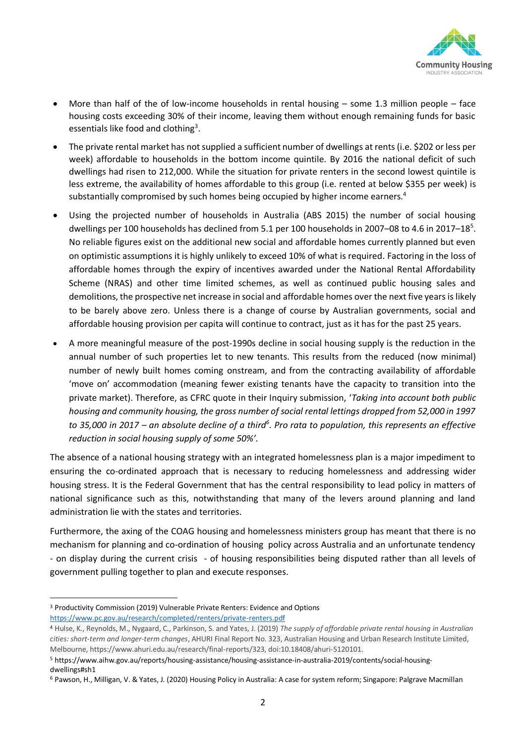- More than half of the of low-income households in rental housing – some 1.3 million people – face housing costs exceeding 30% of their income, leaving them without enough remaining funds for basic essentials like food and clothing[3].
- The private rental market has not supplied a sufficient number of dwellings at rents (i.e. $202 or less per week) affordable to households in the bottom income quintile. By 2016 the national deficit of such dwellings had risen to 212,000. While the situation for private renters in the second lowest quintile is less extreme, the availability of homes affordable to this group (i.e. rented at below $355 per week) is substantially compromised by such homes being occupied by higher income earners.[4]
- Using the projected number of households in Australia (ABS 2015) the number of social housing dwellings per 100 households has declined from 5.1 per 100 households in 2007–08 to 4.6 in 2017–18[5]. No reliable figures exist on the additional new social and affordable homes currently planned but even on optimistic assumptions it is highly unlikely to exceed 10% of what is required. Factoring in the loss of affordable homes through the expiry of incentives awarded under the National Rental Affordability Scheme (NRAS) and other time limited schemes, as well as continued public housing sales and demolitions, the prospective net increase in social and affordable homes over the next five years is likely to be barely above zero. Unless there is a change of course by Australian governments, social and affordable housing provision per capita will continue to contract, just as it has for the past 25 years.
- A more meaningful measure of the post-1990s decline in social housing supply is the reduction in the annual number of such properties let to new tenants. This results from the reduced (now minimal) number of newly built homes coming onstream, and from the contracting availability of affordable 'move on' accommodation (meaning fewer existing tenants have the capacity to transition into the private market). Therefore, as CFRC quote in their Inquiry submission, '*Taking into account both public housing and community housing, the gross number of social rental lettings dropped from 52,000 in 1997 to 35,000 in 2017 – an absolute decline of a third*[6]*. Pro rata to population, this represents an effective reduction in social housing supply of some 50%*'.

The absence of a national housing strategy with an integrated homelessness plan is a major impediment to ensuring the co-ordinated approach that is necessary to reducing homelessness and addressing wider housing stress. It is the Federal Government that has the central responsibility to lead policy in matters of national significance such as this, notwithstanding that many of the levers around planning and land administration lie with the states and territories.

Furthermore, the axing of the COAG housing and homelessness ministers group has meant that there is no mechanism for planning and co-ordination of housing policy across Australia and an unfortunate tendency - on display during the current crisis - of housing responsibilities being disputed rather than all levels of government pulling together to plan and execute responses.

---

[3] Productivity Commission (2019) Vulnerable Private Renters: Evidence and Options https://www.pc.gov.au/research/completed/renters/private-renters.pdf

[4] Hulse, K., Reynolds, M., Nygaard, C., Parkinson, S. and Yates, J. (2019) *The supply of affordable private rental housing in Australian cities: short-term and longer-term changes*, AHURI Final Report No. 323, Australian Housing and Urban Research Institute Limited, Melbourne, https://www.ahuri.edu.au/research/final-reports/323, doi:10.18408/ahuri-5120101.

[5] https://www.aihw.gov.au/reports/housing-assistance/housing-assistance-in-australia-2019/contents/social-housing-dwellings#sh1

[6] Pawson, H., Milligan, V. & Yates, J. (2020) Housing Policy in Australia: A case for system reform; Singapore: Palgrave Macmillan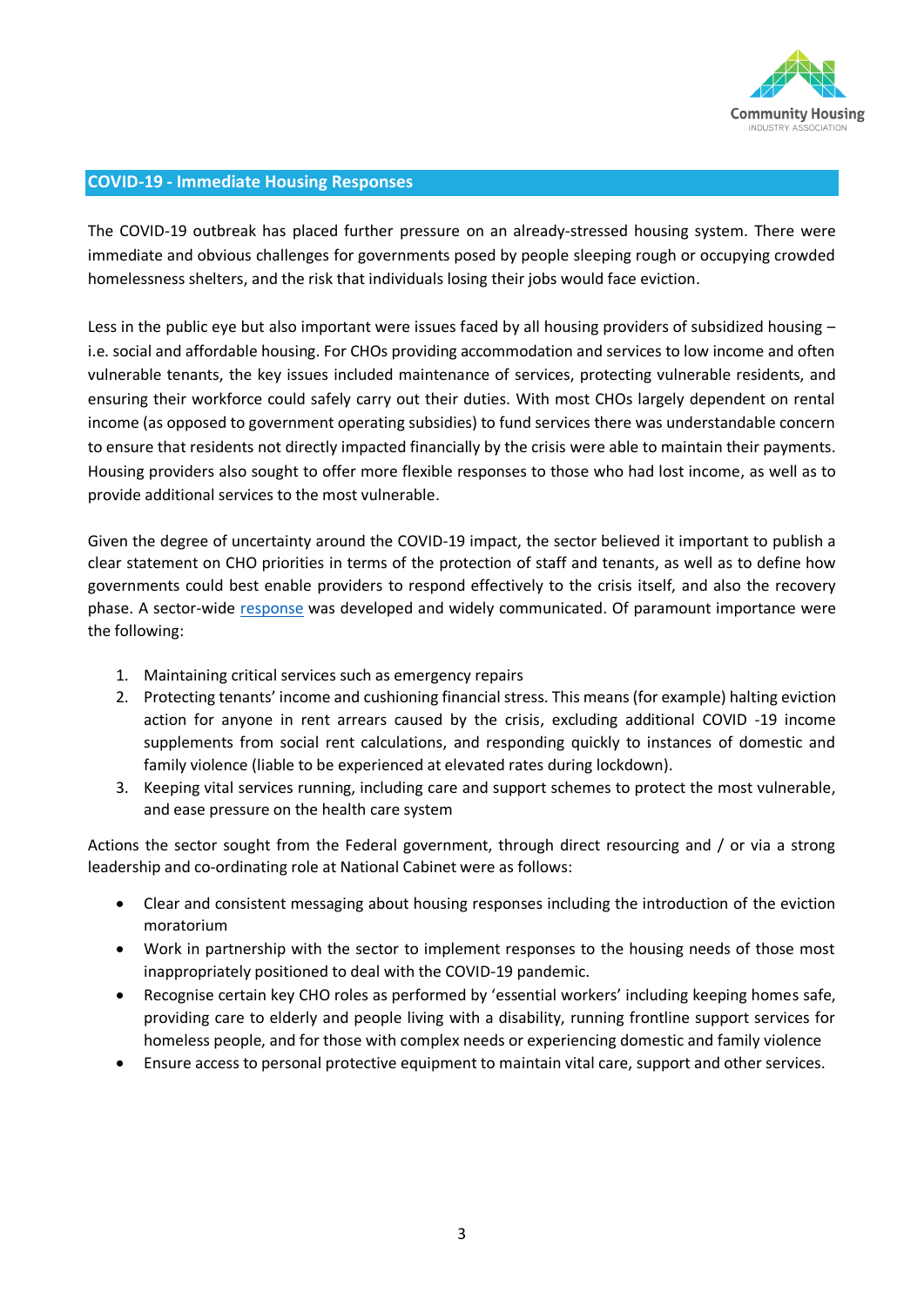## COVID-19 - Immediate Housing Responses

The COVID-19 outbreak has placed further pressure on an already-stressed housing system. There were immediate and obvious challenges for governments posed by people sleeping rough or occupying crowded homelessness shelters, and the risk that individuals losing their jobs would face eviction.

Less in the public eye but also important were issues faced by all housing providers of subsidized housing – i.e. social and affordable housing. For CHOs providing accommodation and services to low income and often vulnerable tenants, the key issues included maintenance of services, protecting vulnerable residents, and ensuring their workforce could safely carry out their duties. With most CHOs largely dependent on rental income (as opposed to government operating subsidies) to fund services there was understandable concern to ensure that residents not directly impacted financially by the crisis were able to maintain their payments. Housing providers also sought to offer more flexible responses to those who had lost income, as well as to provide additional services to the most vulnerable.

Given the degree of uncertainty around the COVID-19 impact, the sector believed it important to publish a clear statement on CHO priorities in terms of the protection of staff and tenants, as well as to define how governments could best enable providers to respond effectively to the crisis itself, and also the recovery phase. A sector-wide response was developed and widely communicated. Of paramount importance were the following:

1. Maintaining critical services such as emergency repairs
2. Protecting tenants' income and cushioning financial stress. This means (for example) halting eviction action for anyone in rent arrears caused by the crisis, excluding additional COVID -19 income supplements from social rent calculations, and responding quickly to instances of domestic and family violence (liable to be experienced at elevated rates during lockdown).
3. Keeping vital services running, including care and support schemes to protect the most vulnerable, and ease pressure on the health care system

Actions the sector sought from the Federal government, through direct resourcing and / or via a strong leadership and co-ordinating role at National Cabinet were as follows:

- Clear and consistent messaging about housing responses including the introduction of the eviction moratorium
- Work in partnership with the sector to implement responses to the housing needs of those most inappropriately positioned to deal with the COVID-19 pandemic.
- Recognise certain key CHO roles as performed by 'essential workers' including keeping homes safe, providing care to elderly and people living with a disability, running frontline support services for homeless people, and for those with complex needs or experiencing domestic and family violence
- Ensure access to personal protective equipment to maintain vital care, support and other services.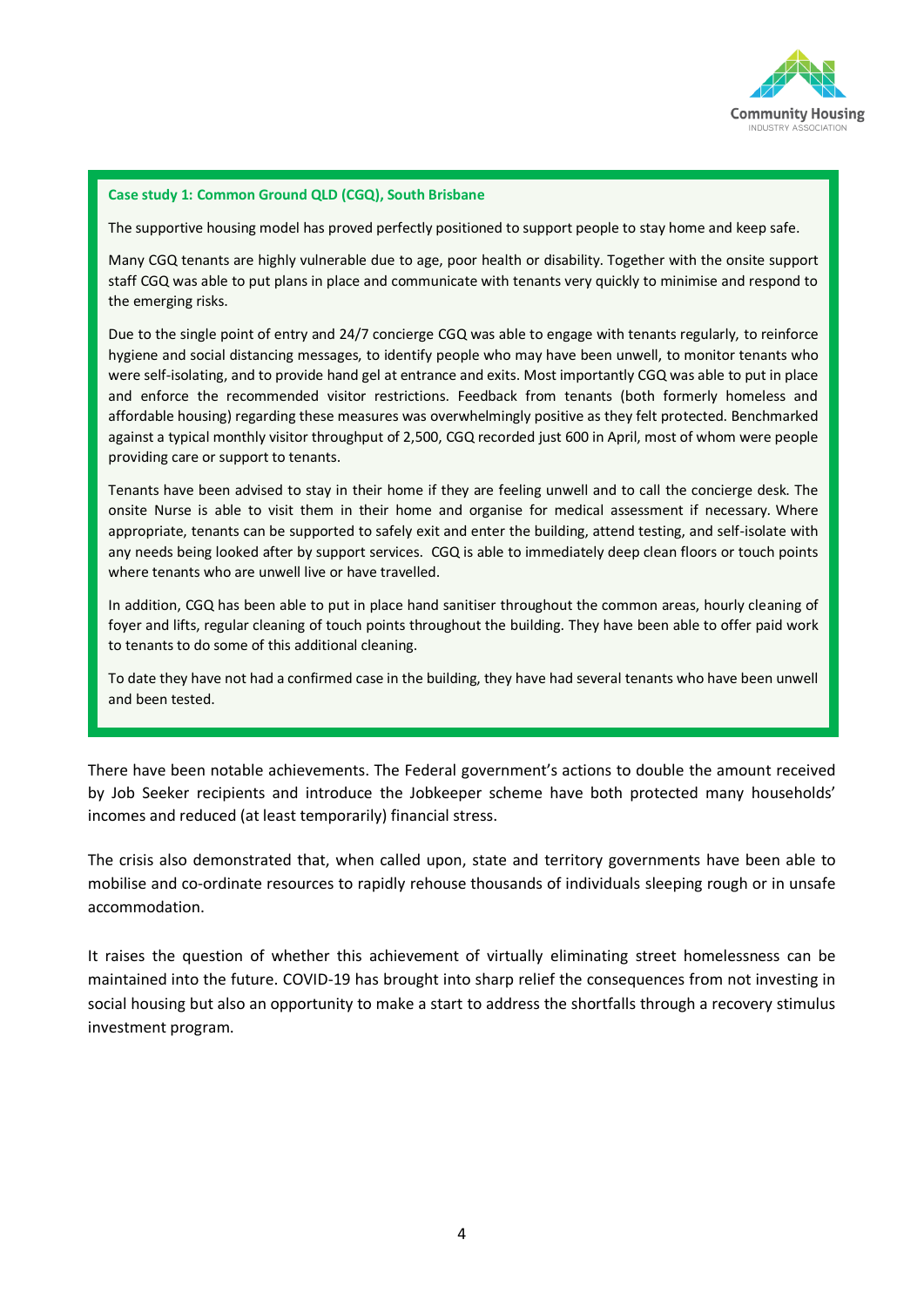**Case study 1: Common Ground QLD (CGQ), South Brisbane**

The supportive housing model has proved perfectly positioned to support people to stay home and keep safe.

Many CGQ tenants are highly vulnerable due to age, poor health or disability. Together with the onsite support staff CGQ was able to put plans in place and communicate with tenants very quickly to minimise and respond to the emerging risks.

Due to the single point of entry and 24/7 concierge CGQ was able to engage with tenants regularly, to reinforce hygiene and social distancing messages, to identify people who may have been unwell, to monitor tenants who were self-isolating, and to provide hand gel at entrance and exits. Most importantly CGQ was able to put in place and enforce the recommended visitor restrictions. Feedback from tenants (both formerly homeless and affordable housing) regarding these measures was overwhelmingly positive as they felt protected. Benchmarked against a typical monthly visitor throughput of 2,500, CGQ recorded just 600 in April, most of whom were people providing care or support to tenants.

Tenants have been advised to stay in their home if they are feeling unwell and to call the concierge desk. The onsite Nurse is able to visit them in their home and organise for medical assessment if necessary. Where appropriate, tenants can be supported to safely exit and enter the building, attend testing, and self-isolate with any needs being looked after by support services. CGQ is able to immediately deep clean floors or touch points where tenants who are unwell live or have travelled.

In addition, CGQ has been able to put in place hand sanitiser throughout the common areas, hourly cleaning of foyer and lifts, regular cleaning of touch points throughout the building. They have been able to offer paid work to tenants to do some of this additional cleaning.

To date they have not had a confirmed case in the building, they have had several tenants who have been unwell and been tested.

There have been notable achievements. The Federal government's actions to double the amount received by Job Seeker recipients and introduce the Jobkeeper scheme have both protected many households' incomes and reduced (at least temporarily) financial stress.

The crisis also demonstrated that, when called upon, state and territory governments have been able to mobilise and co-ordinate resources to rapidly rehouse thousands of individuals sleeping rough or in unsafe accommodation.

It raises the question of whether this achievement of virtually eliminating street homelessness can be maintained into the future. COVID-19 has brought into sharp relief the consequences from not investing in social housing but also an opportunity to make a start to address the shortfalls through a recovery stimulus investment program.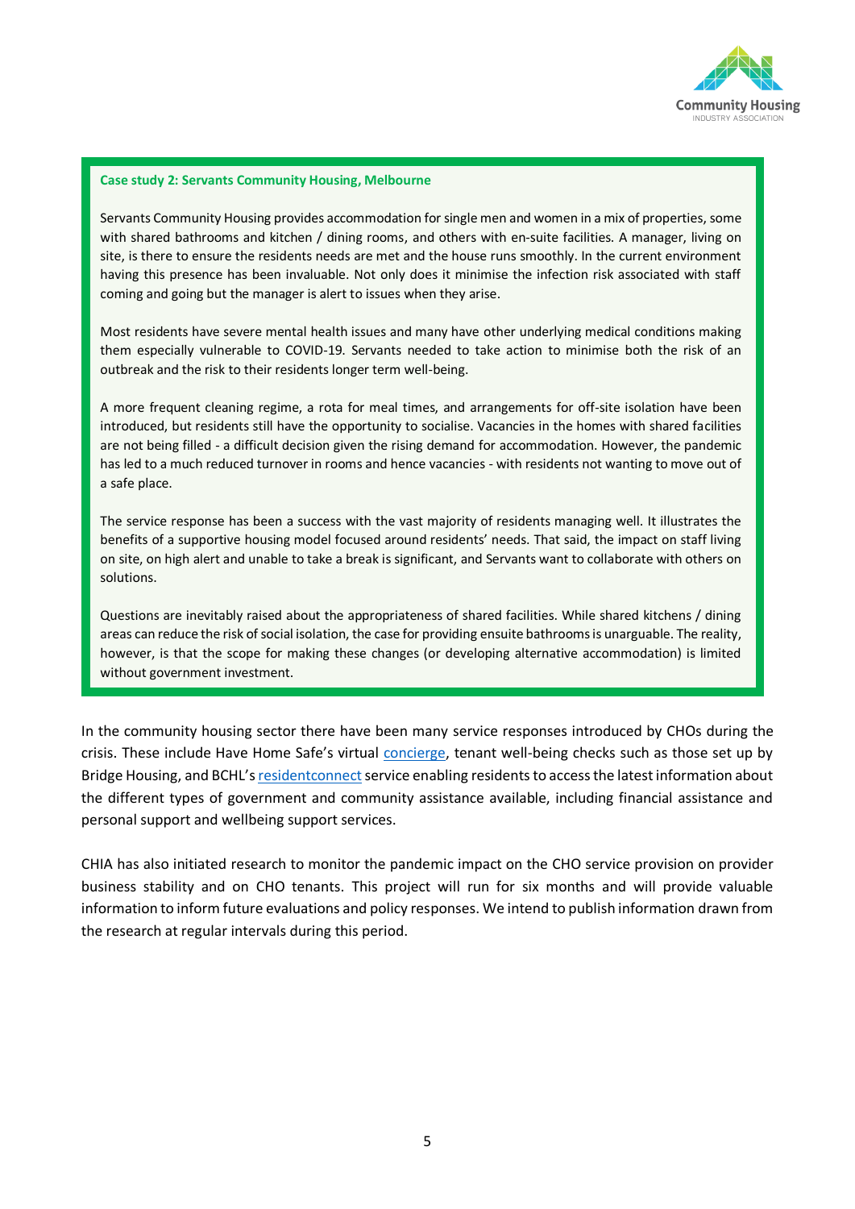**Case study 2: Servants Community Housing, Melbourne**

Servants Community Housing provides accommodation for single men and women in a mix of properties, some with shared bathrooms and kitchen / dining rooms, and others with en-suite facilities. A manager, living on site, is there to ensure the residents needs are met and the house runs smoothly. In the current environment having this presence has been invaluable. Not only does it minimise the infection risk associated with staff coming and going but the manager is alert to issues when they arise.

Most residents have severe mental health issues and many have other underlying medical conditions making them especially vulnerable to COVID-19. Servants needed to take action to minimise both the risk of an outbreak and the risk to their residents longer term well-being.

A more frequent cleaning regime, a rota for meal times, and arrangements for off-site isolation have been introduced, but residents still have the opportunity to socialise. Vacancies in the homes with shared facilities are not being filled - a difficult decision given the rising demand for accommodation. However, the pandemic has led to a much reduced turnover in rooms and hence vacancies - with residents not wanting to move out of a safe place.

The service response has been a success with the vast majority of residents managing well. It illustrates the benefits of a supportive housing model focused around residents' needs. That said, the impact on staff living on site, on high alert and unable to take a break is significant, and Servants want to collaborate with others on solutions.

Questions are inevitably raised about the appropriateness of shared facilities. While shared kitchens / dining areas can reduce the risk of social isolation, the case for providing ensuite bathrooms is unarguable. The reality, however, is that the scope for making these changes (or developing alternative accommodation) is limited without government investment.

In the community housing sector there have been many service responses introduced by CHOs during the crisis. These include Have Home Safe's virtual concierge, tenant well-being checks such as those set up by Bridge Housing, and BCHL's residentconnect service enabling residents to access the latest information about the different types of government and community assistance available, including financial assistance and personal support and wellbeing support services.

CHIA has also initiated research to monitor the pandemic impact on the CHO service provision on provider business stability and on CHO tenants. This project will run for six months and will provide valuable information to inform future evaluations and policy responses. We intend to publish information drawn from the research at regular intervals during this period.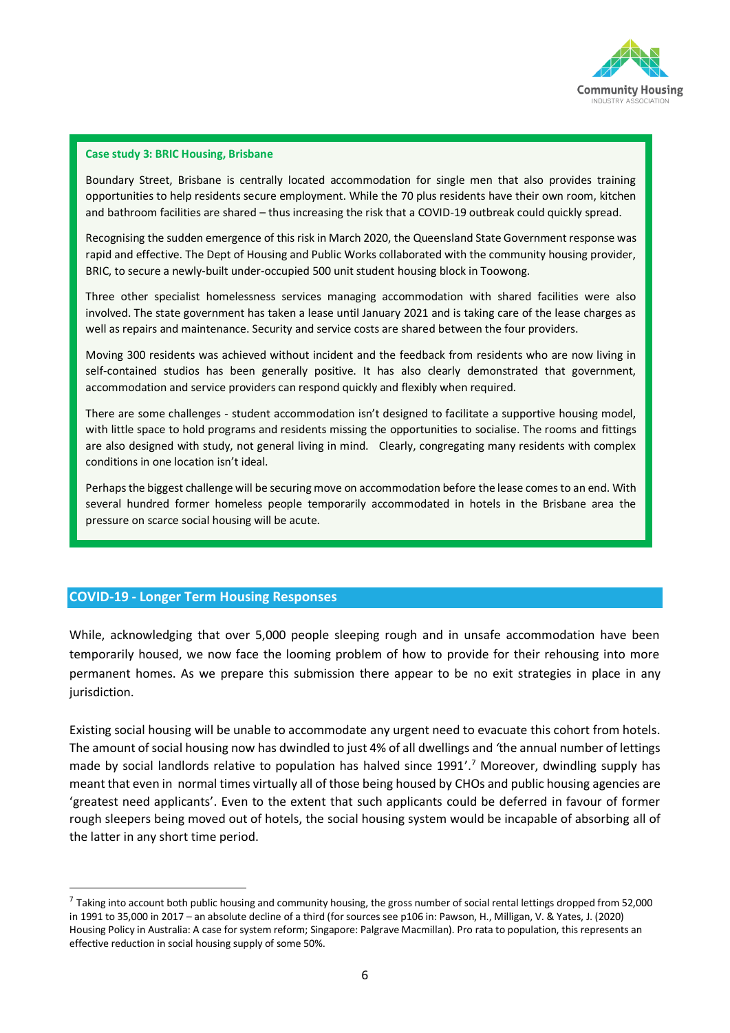**Case study 3: BRIC Housing, Brisbane**

Boundary Street, Brisbane is centrally located accommodation for single men that also provides training opportunities to help residents secure employment. While the 70 plus residents have their own room, kitchen and bathroom facilities are shared – thus increasing the risk that a COVID-19 outbreak could quickly spread.

Recognising the sudden emergence of this risk in March 2020, the Queensland State Government response was rapid and effective. The Dept of Housing and Public Works collaborated with the community housing provider, BRIC, to secure a newly-built under-occupied 500 unit student housing block in Toowong.

Three other specialist homelessness services managing accommodation with shared facilities were also involved. The state government has taken a lease until January 2021 and is taking care of the lease charges as well as repairs and maintenance. Security and service costs are shared between the four providers.

Moving 300 residents was achieved without incident and the feedback from residents who are now living in self-contained studios has been generally positive. It has also clearly demonstrated that government, accommodation and service providers can respond quickly and flexibly when required.

There are some challenges - student accommodation isn't designed to facilitate a supportive housing model, with little space to hold programs and residents missing the opportunities to socialise. The rooms and fittings are also designed with study, not general living in mind. Clearly, congregating many residents with complex conditions in one location isn't ideal.

Perhaps the biggest challenge will be securing move on accommodation before the lease comes to an end. With several hundred former homeless people temporarily accommodated in hotels in the Brisbane area the pressure on scarce social housing will be acute.

## COVID-19 - Longer Term Housing Responses

While, acknowledging that over 5,000 people sleeping rough and in unsafe accommodation have been temporarily housed, we now face the looming problem of how to provide for their rehousing into more permanent homes. As we prepare this submission there appear to be no exit strategies in place in any jurisdiction.

Existing social housing will be unable to accommodate any urgent need to evacuate this cohort from hotels. The amount of social housing now has dwindled to just 4% of all dwellings and 'the annual number of lettings made by social landlords relative to population has halved since 1991'.[7] Moreover, dwindling supply has meant that even in normal times virtually all of those being housed by CHOs and public housing agencies are 'greatest need applicants'. Even to the extent that such applicants could be deferred in favour of former rough sleepers being moved out of hotels, the social housing system would be incapable of absorbing all of the latter in any short time period.

[7] Taking into account both public housing and community housing, the gross number of social rental lettings dropped from 52,000 in 1991 to 35,000 in 2017 – an absolute decline of a third (for sources see p106 in: Pawson, H., Milligan, V. & Yates, J. (2020) Housing Policy in Australia: A case for system reform; Singapore: Palgrave Macmillan). Pro rata to population, this represents an effective reduction in social housing supply of some 50%.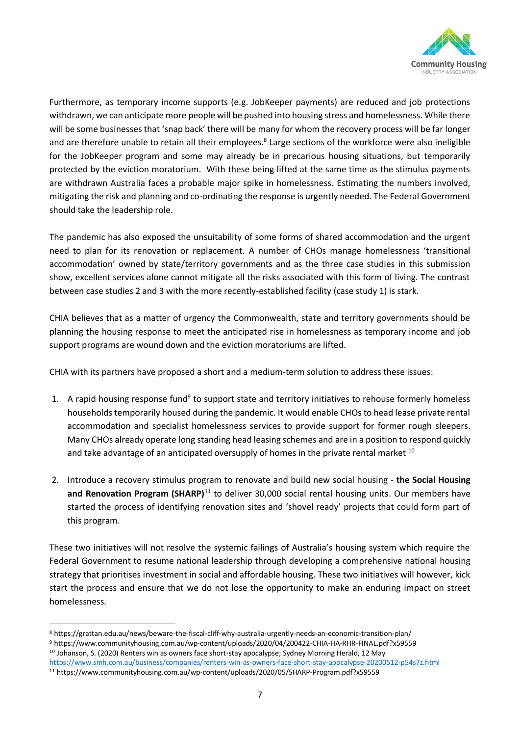Furthermore, as temporary income supports (e.g. JobKeeper payments) are reduced and job protections withdrawn, we can anticipate more people will be pushed into housing stress and homelessness. While there will be some businesses that 'snap back' there will be many for whom the recovery process will be far longer and are therefore unable to retain all their employees.[8] Large sections of the workforce were also ineligible for the JobKeeper program and some may already be in precarious housing situations, but temporarily protected by the eviction moratorium. With these being lifted at the same time as the stimulus payments are withdrawn Australia faces a probable major spike in homelessness. Estimating the numbers involved, mitigating the risk and planning and co-ordinating the response is urgently needed. The Federal Government should take the leadership role.

The pandemic has also exposed the unsuitability of some forms of shared accommodation and the urgent need to plan for its renovation or replacement. A number of CHOs manage homelessness 'transitional accommodation' owned by state/territory governments and as the three case studies in this submission show, excellent services alone cannot mitigate all the risks associated with this form of living. The contrast between case studies 2 and 3 with the more recently-established facility (case study 1) is stark.

CHIA believes that as a matter of urgency the Commonwealth, state and territory governments should be planning the housing response to meet the anticipated rise in homelessness as temporary income and job support programs are wound down and the eviction moratoriums are lifted.

CHIA with its partners have proposed a short and a medium-term solution to address these issues:

1. A rapid housing response fund[9] to support state and territory initiatives to rehouse formerly homeless households temporarily housed during the pandemic. It would enable CHOs to head lease private rental accommodation and specialist homelessness services to provide support for former rough sleepers. Many CHOs already operate long standing head leasing schemes and are in a position to respond quickly and take advantage of an anticipated oversupply of homes in the private rental market [10]

2. Introduce a recovery stimulus program to renovate and build new social housing - **the Social Housing and Renovation Program (SHARP)**[11] to deliver 30,000 social rental housing units. Our members have started the process of identifying renovation sites and 'shovel ready' projects that could form part of this program.

These two initiatives will not resolve the systemic failings of Australia's housing system which require the Federal Government to resume national leadership through developing a comprehensive national housing strategy that prioritises investment in social and affordable housing. These two initiatives will however, kick start the process and ensure that we do not lose the opportunity to make an enduring impact on street homelessness.

---

[8] https://grattan.edu.au/news/beware-the-fiscal-cliff-why-australia-urgently-needs-an-economic-transition-plan/

[9] https://www.communityhousing.com.au/wp-content/uploads/2020/04/200422-CHIA-HA-RHR-FINAL.pdf?x59559

[10] Johanson, S. (2020) Renters win as owners face short-stay apocalypse; Sydney Morning Herald, 12 May https://www.smh.com.au/business/companies/renters-win-as-owners-face-short-stay-apocalypse-20200512-p54s7z.html

[11] https://www.communityhousing.com.au/wp-content/uploads/2020/05/SHARP-Program.pdf?x59559